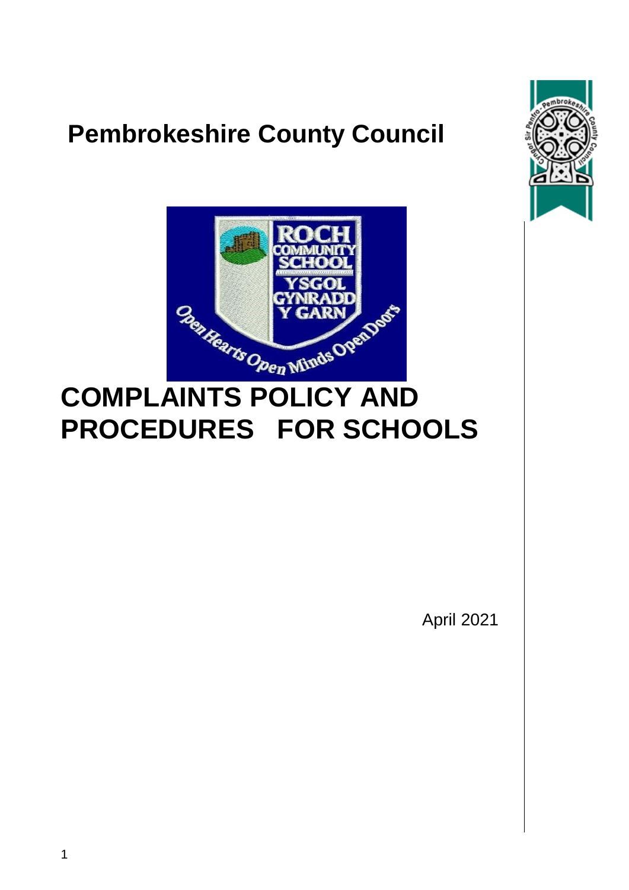# Pembrokeshire County Council

# COMPLAINTS POLICY AND PROCEDURES FOR SCHOOLS

April 2021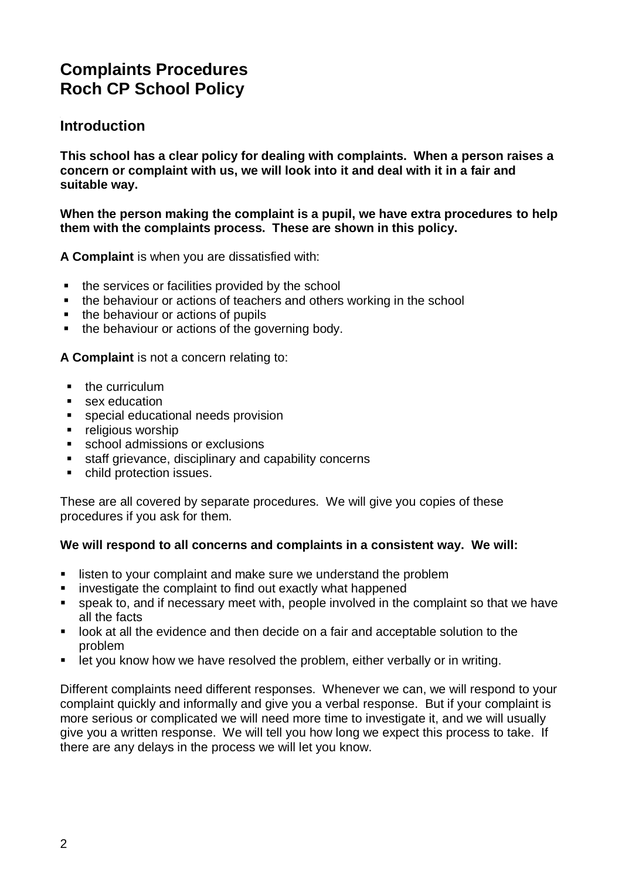# Complaints Procedures
# Roch CP School Policy

## Introduction

**This school has a clear policy for dealing with complaints. When a person raises a concern or complaint with us, we will look into it and deal with it in a fair and suitable way.**

**When the person making the complaint is a pupil, we have extra procedures to help them with the complaints process. These are shown in this policy.**

**A Complaint** is when you are dissatisfied with:

- the services or facilities provided by the school
- the behaviour or actions of teachers and others working in the school
- the behaviour or actions of pupils
- the behaviour or actions of the governing body.

**A Complaint** is not a concern relating to:

- the curriculum
- sex education
- special educational needs provision
- religious worship
- school admissions or exclusions
- staff grievance, disciplinary and capability concerns
- child protection issues.

These are all covered by separate procedures. We will give you copies of these procedures if you ask for them.

**We will respond to all concerns and complaints in a consistent way. We will:**

- listen to your complaint and make sure we understand the problem
- investigate the complaint to find out exactly what happened
- speak to, and if necessary meet with, people involved in the complaint so that we have all the facts
- look at all the evidence and then decide on a fair and acceptable solution to the problem
- let you know how we have resolved the problem, either verbally or in writing.

Different complaints need different responses. Whenever we can, we will respond to your complaint quickly and informally and give you a verbal response. But if your complaint is more serious or complicated we will need more time to investigate it, and we will usually give you a written response. We will tell you how long we expect this process to take. If there are any delays in the process we will let you know.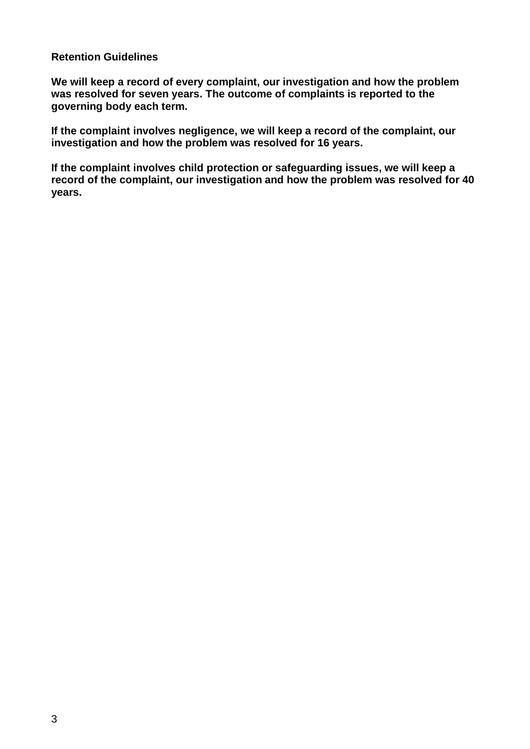**Retention Guidelines**

**We will keep a record of every complaint, our investigation and how the problem was resolved for seven years. The outcome of complaints is reported to the governing body each term.**

**If the complaint involves negligence, we will keep a record of the complaint, our investigation and how the problem was resolved for 16 years.**

**If the complaint involves child protection or safeguarding issues, we will keep a record of the complaint, our investigation and how the problem was resolved for 40 years.**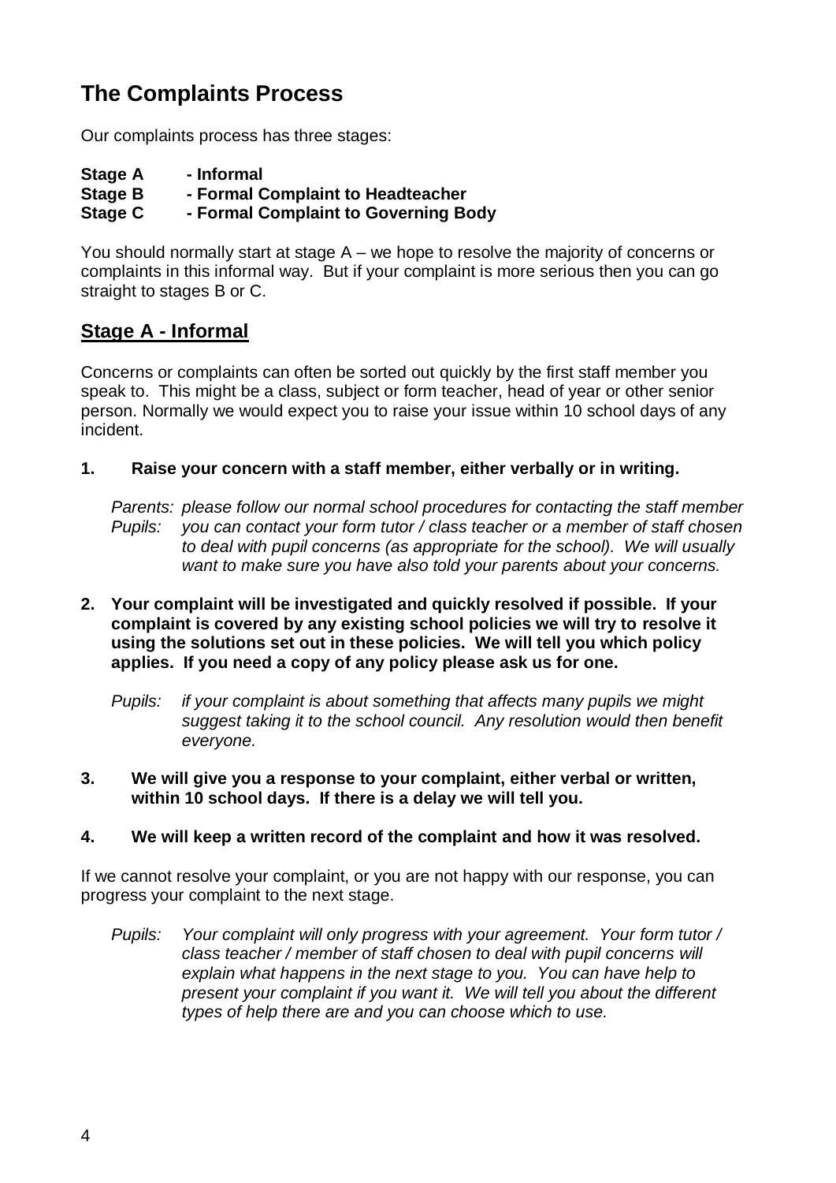# The Complaints Process

Our complaints process has three stages:

**Stage A - Informal**
**Stage B - Formal Complaint to Headteacher**
**Stage C - Formal Complaint to Governing Body**

You should normally start at stage A – we hope to resolve the majority of concerns or complaints in this informal way. But if your complaint is more serious then you can go straight to stages B or C.

## Stage A - Informal

Concerns or complaints can often be sorted out quickly by the first staff member you speak to. This might be a class, subject or form teacher, head of year or other senior person. Normally we would expect you to raise your issue within 10 school days of any incident.

**1. Raise your concern with a staff member, either verbally or in writing.**

*Parents: please follow our normal school procedures for contacting the staff member*
*Pupils: you can contact your form tutor / class teacher or a member of staff chosen to deal with pupil concerns (as appropriate for the school). We will usually want to make sure you have also told your parents about your concerns.*

**2. Your complaint will be investigated and quickly resolved if possible. If your complaint is covered by any existing school policies we will try to resolve it using the solutions set out in these policies. We will tell you which policy applies. If you need a copy of any policy please ask us for one.**

*Pupils: if your complaint is about something that affects many pupils we might suggest taking it to the school council. Any resolution would then benefit everyone.*

**3. We will give you a response to your complaint, either verbal or written, within 10 school days. If there is a delay we will tell you.**

**4. We will keep a written record of the complaint and how it was resolved.**

If we cannot resolve your complaint, or you are not happy with our response, you can progress your complaint to the next stage.

*Pupils: Your complaint will only progress with your agreement. Your form tutor / class teacher / member of staff chosen to deal with pupil concerns will explain what happens in the next stage to you. You can have help to present your complaint if you want it. We will tell you about the different types of help there are and you can choose which to use.*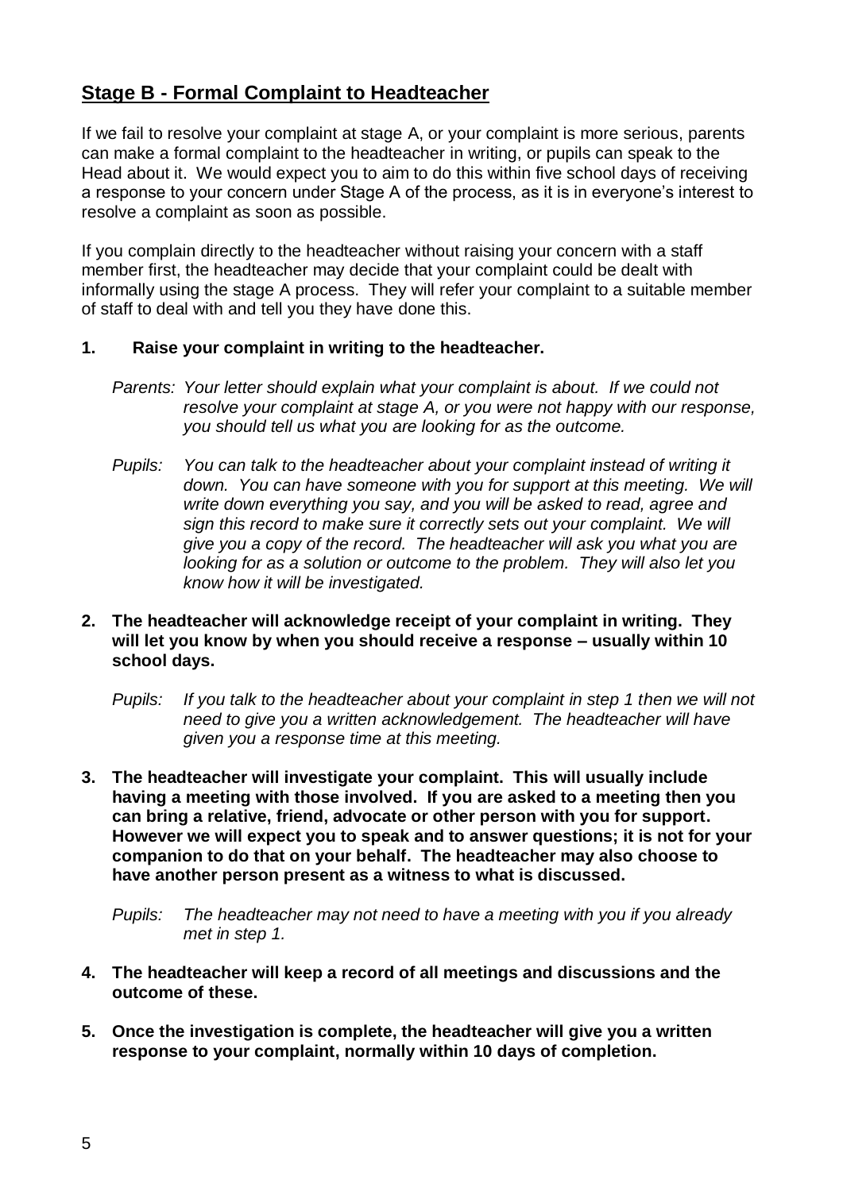## Stage B - Formal Complaint to Headteacher

If we fail to resolve your complaint at stage A, or your complaint is more serious, parents can make a formal complaint to the headteacher in writing, or pupils can speak to the Head about it. We would expect you to aim to do this within five school days of receiving a response to your concern under Stage A of the process, as it is in everyone's interest to resolve a complaint as soon as possible.

If you complain directly to the headteacher without raising your concern with a staff member first, the headteacher may decide that your complaint could be dealt with informally using the stage A process. They will refer your complaint to a suitable member of staff to deal with and tell you they have done this.

1. **Raise your complaint in writing to the headteacher.**

   *Parents: Your letter should explain what your complaint is about. If we could not resolve your complaint at stage A, or you were not happy with our response, you should tell us what you are looking for as the outcome.*

   *Pupils: You can talk to the headteacher about your complaint instead of writing it down. You can have someone with you for support at this meeting. We will write down everything you say, and you will be asked to read, agree and sign this record to make sure it correctly sets out your complaint. We will give you a copy of the record. The headteacher will ask you what you are looking for as a solution or outcome to the problem. They will also let you know how it will be investigated.*

2. **The headteacher will acknowledge receipt of your complaint in writing. They will let you know by when you should receive a response – usually within 10 school days.**

   *Pupils: If you talk to the headteacher about your complaint in step 1 then we will not need to give you a written acknowledgement. The headteacher will have given you a response time at this meeting.*

3. **The headteacher will investigate your complaint. This will usually include having a meeting with those involved. If you are asked to a meeting then you can bring a relative, friend, advocate or other person with you for support. However we will expect you to speak and to answer questions; it is not for your companion to do that on your behalf. The headteacher may also choose to have another person present as a witness to what is discussed.**

   *Pupils: The headteacher may not need to have a meeting with you if you already met in step 1.*

4. **The headteacher will keep a record of all meetings and discussions and the outcome of these.**

5. **Once the investigation is complete, the headteacher will give you a written response to your complaint, normally within 10 days of completion.**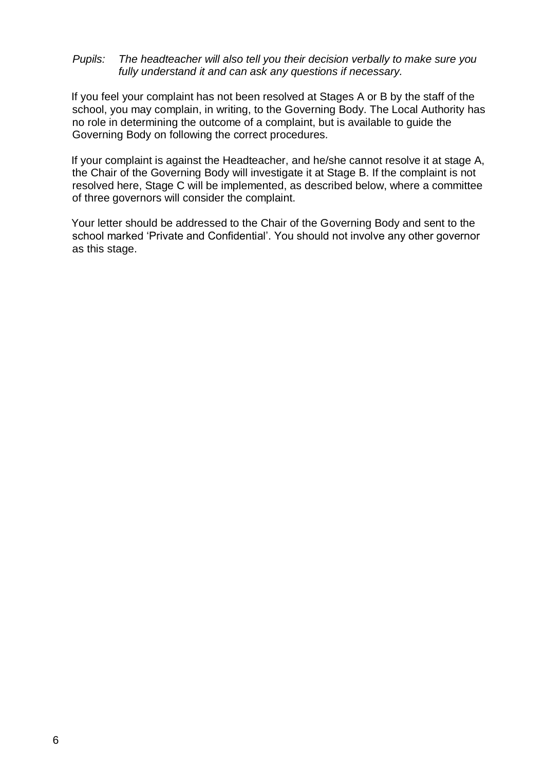*Pupils: The headteacher will also tell you their decision verbally to make sure you fully understand it and can ask any questions if necessary.*

If you feel your complaint has not been resolved at Stages A or B by the staff of the school, you may complain, in writing, to the Governing Body. The Local Authority has no role in determining the outcome of a complaint, but is available to guide the Governing Body on following the correct procedures.

If your complaint is against the Headteacher, and he/she cannot resolve it at stage A, the Chair of the Governing Body will investigate it at Stage B. If the complaint is not resolved here, Stage C will be implemented, as described below, where a committee of three governors will consider the complaint.

Your letter should be addressed to the Chair of the Governing Body and sent to the school marked 'Private and Confidential'. You should not involve any other governor as this stage.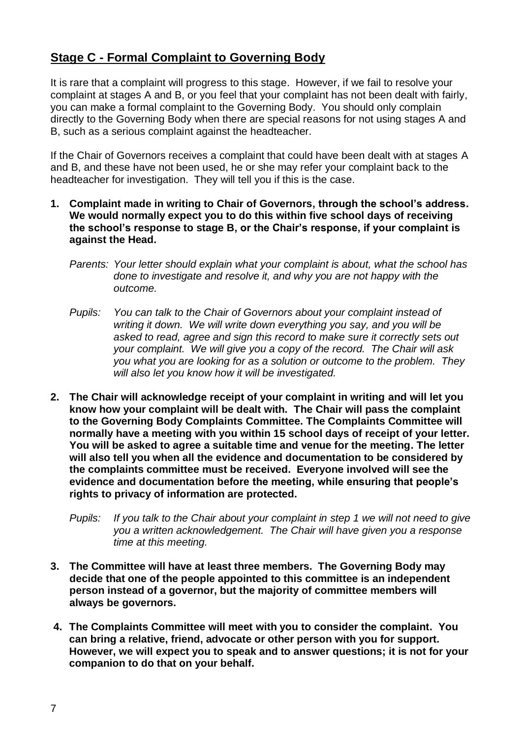## Stage C - Formal Complaint to Governing Body

It is rare that a complaint will progress to this stage. However, if we fail to resolve your complaint at stages A and B, or you feel that your complaint has not been dealt with fairly, you can make a formal complaint to the Governing Body. You should only complain directly to the Governing Body when there are special reasons for not using stages A and B, such as a serious complaint against the headteacher.

If the Chair of Governors receives a complaint that could have been dealt with at stages A and B, and these have not been used, he or she may refer your complaint back to the headteacher for investigation. They will tell you if this is the case.

1. **Complaint made in writing to Chair of Governors, through the school's address. We would normally expect you to do this within five school days of receiving the school's response to stage B, or the Chair's response, if your complaint is against the Head.**

   *Parents: Your letter should explain what your complaint is about, what the school has done to investigate and resolve it, and why you are not happy with the outcome.*

   *Pupils: You can talk to the Chair of Governors about your complaint instead of writing it down. We will write down everything you say, and you will be asked to read, agree and sign this record to make sure it correctly sets out your complaint. We will give you a copy of the record. The Chair will ask you what you are looking for as a solution or outcome to the problem. They will also let you know how it will be investigated.*

2. **The Chair will acknowledge receipt of your complaint in writing and will let you know how your complaint will be dealt with. The Chair will pass the complaint to the Governing Body Complaints Committee. The Complaints Committee will normally have a meeting with you within 15 school days of receipt of your letter. You will be asked to agree a suitable time and venue for the meeting. The letter will also tell you when all the evidence and documentation to be considered by the complaints committee must be received. Everyone involved will see the evidence and documentation before the meeting, while ensuring that people's rights to privacy of information are protected.**

   *Pupils: If you talk to the Chair about your complaint in step 1 we will not need to give you a written acknowledgement. The Chair will have given you a response time at this meeting.*

3. **The Committee will have at least three members. The Governing Body may decide that one of the people appointed to this committee is an independent person instead of a governor, but the majority of committee members will always be governors.**

4. **The Complaints Committee will meet with you to consider the complaint. You can bring a relative, friend, advocate or other person with you for support. However, we will expect you to speak and to answer questions; it is not for your companion to do that on your behalf.**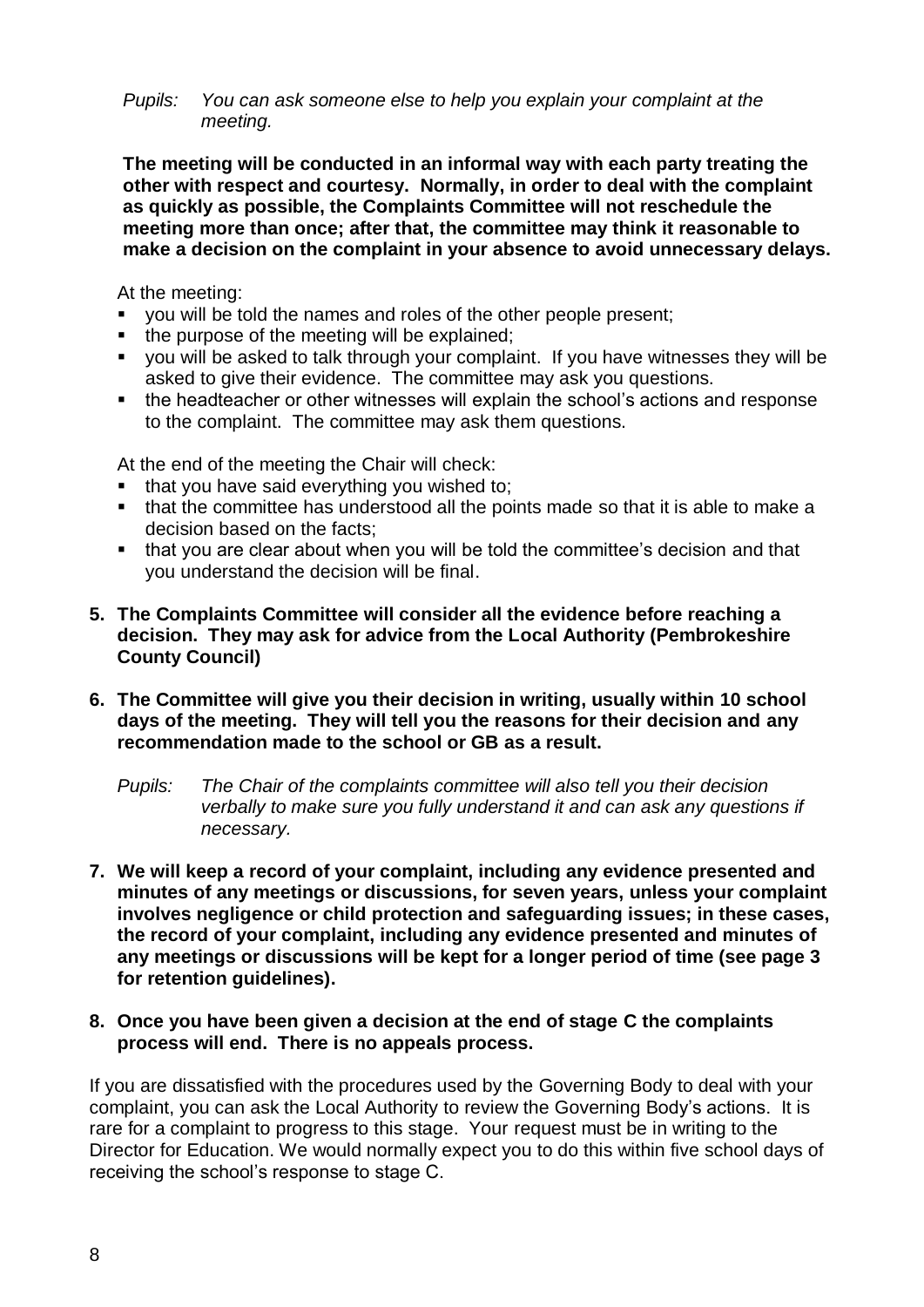*Pupils: You can ask someone else to help you explain your complaint at the meeting.*

**The meeting will be conducted in an informal way with each party treating the other with respect and courtesy. Normally, in order to deal with the complaint as quickly as possible, the Complaints Committee will not reschedule the meeting more than once; after that, the committee may think it reasonable to make a decision on the complaint in your absence to avoid unnecessary delays.**

At the meeting:

- you will be told the names and roles of the other people present;
- the purpose of the meeting will be explained;
- you will be asked to talk through your complaint. If you have witnesses they will be asked to give their evidence. The committee may ask you questions.
- the headteacher or other witnesses will explain the school's actions and response to the complaint. The committee may ask them questions.

At the end of the meeting the Chair will check:

- that you have said everything you wished to;
- that the committee has understood all the points made so that it is able to make a decision based on the facts;
- that you are clear about when you will be told the committee's decision and that you understand the decision will be final.

5. **The Complaints Committee will consider all the evidence before reaching a decision. They may ask for advice from the Local Authority (Pembrokeshire County Council)**

6. **The Committee will give you their decision in writing, usually within 10 school days of the meeting. They will tell you the reasons for their decision and any recommendation made to the school or GB as a result.**

   *Pupils: The Chair of the complaints committee will also tell you their decision verbally to make sure you fully understand it and can ask any questions if necessary.*

7. **We will keep a record of your complaint, including any evidence presented and minutes of any meetings or discussions, for seven years, unless your complaint involves negligence or child protection and safeguarding issues; in these cases, the record of your complaint, including any evidence presented and minutes of any meetings or discussions will be kept for a longer period of time (see page 3 for retention guidelines).**

8. **Once you have been given a decision at the end of stage C the complaints process will end. There is no appeals process.**

If you are dissatisfied with the procedures used by the Governing Body to deal with your complaint, you can ask the Local Authority to review the Governing Body's actions. It is rare for a complaint to progress to this stage. Your request must be in writing to the Director for Education. We would normally expect you to do this within five school days of receiving the school's response to stage C.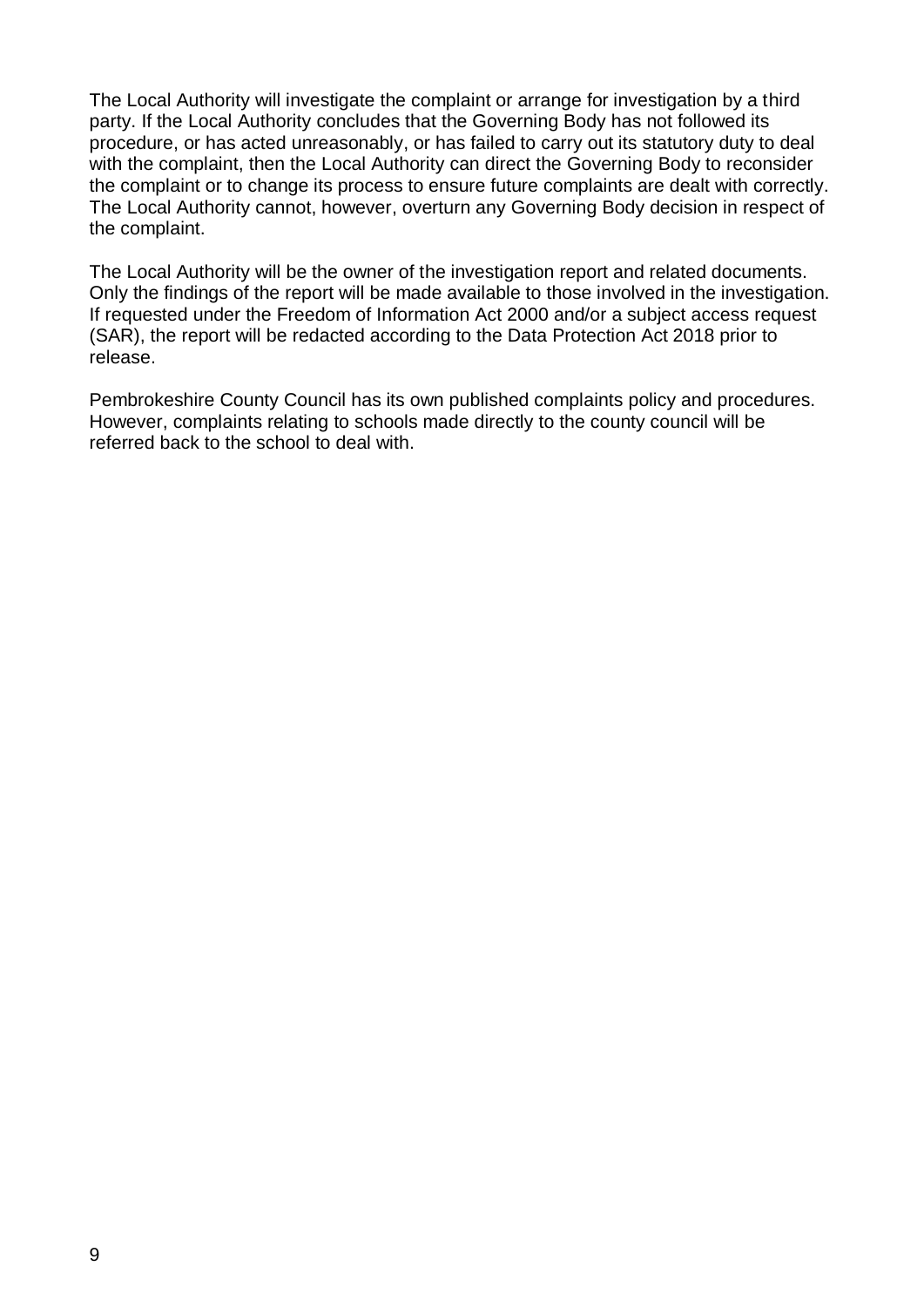The Local Authority will investigate the complaint or arrange for investigation by a third party. If the Local Authority concludes that the Governing Body has not followed its procedure, or has acted unreasonably, or has failed to carry out its statutory duty to deal with the complaint, then the Local Authority can direct the Governing Body to reconsider the complaint or to change its process to ensure future complaints are dealt with correctly. The Local Authority cannot, however, overturn any Governing Body decision in respect of the complaint.

The Local Authority will be the owner of the investigation report and related documents. Only the findings of the report will be made available to those involved in the investigation. If requested under the Freedom of Information Act 2000 and/or a subject access request (SAR), the report will be redacted according to the Data Protection Act 2018 prior to release.

Pembrokeshire County Council has its own published complaints policy and procedures. However, complaints relating to schools made directly to the county council will be referred back to the school to deal with.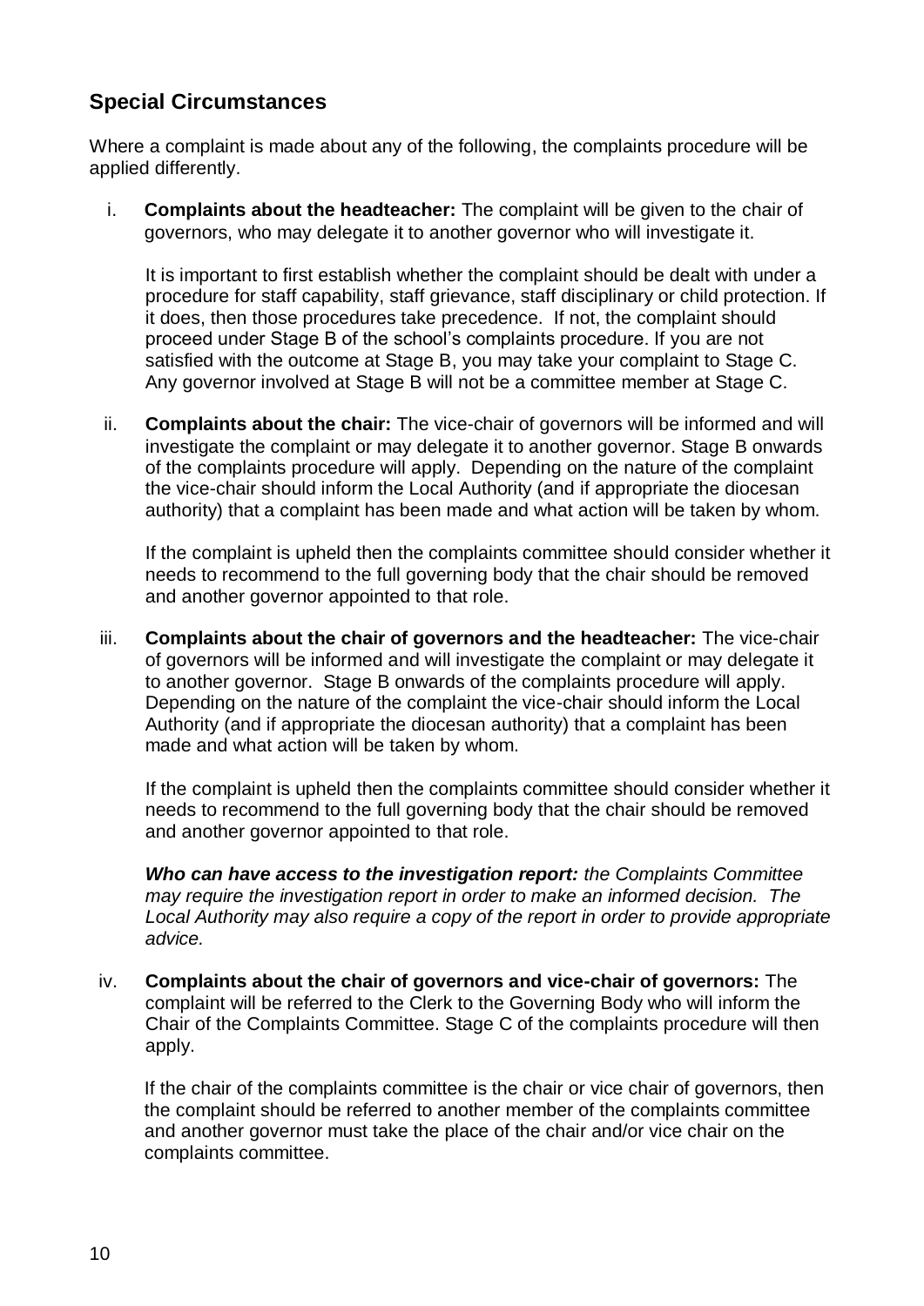## Special Circumstances

Where a complaint is made about any of the following, the complaints procedure will be applied differently.

i. **Complaints about the headteacher:** The complaint will be given to the chair of governors, who may delegate it to another governor who will investigate it.

   It is important to first establish whether the complaint should be dealt with under a procedure for staff capability, staff grievance, staff disciplinary or child protection. If it does, then those procedures take precedence. If not, the complaint should proceed under Stage B of the school's complaints procedure. If you are not satisfied with the outcome at Stage B, you may take your complaint to Stage C. Any governor involved at Stage B will not be a committee member at Stage C.

ii. **Complaints about the chair:** The vice-chair of governors will be informed and will investigate the complaint or may delegate it to another governor. Stage B onwards of the complaints procedure will apply. Depending on the nature of the complaint the vice-chair should inform the Local Authority (and if appropriate the diocesan authority) that a complaint has been made and what action will be taken by whom.

   If the complaint is upheld then the complaints committee should consider whether it needs to recommend to the full governing body that the chair should be removed and another governor appointed to that role.

iii. **Complaints about the chair of governors and the headteacher:** The vice-chair of governors will be informed and will investigate the complaint or may delegate it to another governor. Stage B onwards of the complaints procedure will apply. Depending on the nature of the complaint the vice-chair should inform the Local Authority (and if appropriate the diocesan authority) that a complaint has been made and what action will be taken by whom.

   If the complaint is upheld then the complaints committee should consider whether it needs to recommend to the full governing body that the chair should be removed and another governor appointed to that role.

   ***Who can have access to the investigation report:*** *the Complaints Committee may require the investigation report in order to make an informed decision. The Local Authority may also require a copy of the report in order to provide appropriate advice.*

iv. **Complaints about the chair of governors and vice-chair of governors:** The complaint will be referred to the Clerk to the Governing Body who will inform the Chair of the Complaints Committee. Stage C of the complaints procedure will then apply.

   If the chair of the complaints committee is the chair or vice chair of governors, then the complaint should be referred to another member of the complaints committee and another governor must take the place of the chair and/or vice chair on the complaints committee.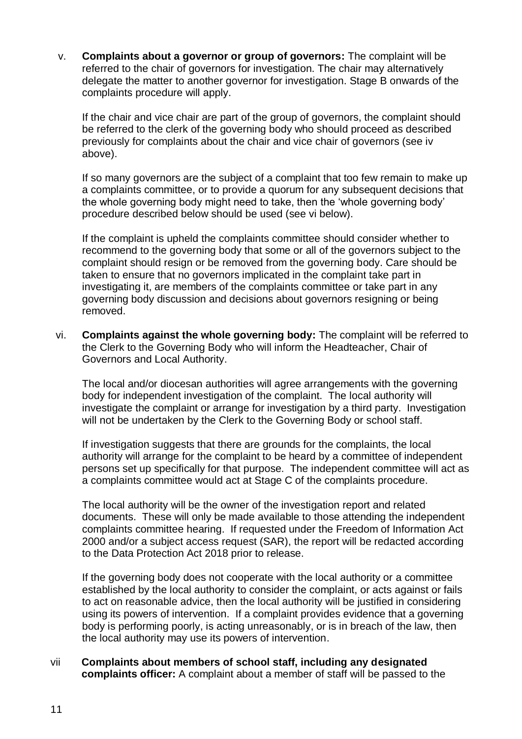v. **Complaints about a governor or group of governors:** The complaint will be referred to the chair of governors for investigation. The chair may alternatively delegate the matter to another governor for investigation. Stage B onwards of the complaints procedure will apply.

   If the chair and vice chair are part of the group of governors, the complaint should be referred to the clerk of the governing body who should proceed as described previously for complaints about the chair and vice chair of governors (see iv above).

   If so many governors are the subject of a complaint that too few remain to make up a complaints committee, or to provide a quorum for any subsequent decisions that the whole governing body might need to take, then the 'whole governing body' procedure described below should be used (see vi below).

   If the complaint is upheld the complaints committee should consider whether to recommend to the governing body that some or all of the governors subject to the complaint should resign or be removed from the governing body. Care should be taken to ensure that no governors implicated in the complaint take part in investigating it, are members of the complaints committee or take part in any governing body discussion and decisions about governors resigning or being removed.

vi. **Complaints against the whole governing body:** The complaint will be referred to the Clerk to the Governing Body who will inform the Headteacher, Chair of Governors and Local Authority.

   The local and/or diocesan authorities will agree arrangements with the governing body for independent investigation of the complaint. The local authority will investigate the complaint or arrange for investigation by a third party. Investigation will not be undertaken by the Clerk to the Governing Body or school staff.

   If investigation suggests that there are grounds for the complaints, the local authority will arrange for the complaint to be heard by a committee of independent persons set up specifically for that purpose. The independent committee will act as a complaints committee would act at Stage C of the complaints procedure.

   The local authority will be the owner of the investigation report and related documents. These will only be made available to those attending the independent complaints committee hearing. If requested under the Freedom of Information Act 2000 and/or a subject access request (SAR), the report will be redacted according to the Data Protection Act 2018 prior to release.

   If the governing body does not cooperate with the local authority or a committee established by the local authority to consider the complaint, or acts against or fails to act on reasonable advice, then the local authority will be justified in considering using its powers of intervention. If a complaint provides evidence that a governing body is performing poorly, is acting unreasonably, or is in breach of the law, then the local authority may use its powers of intervention.

vii **Complaints about members of school staff, including any designated complaints officer:** A complaint about a member of staff will be passed to the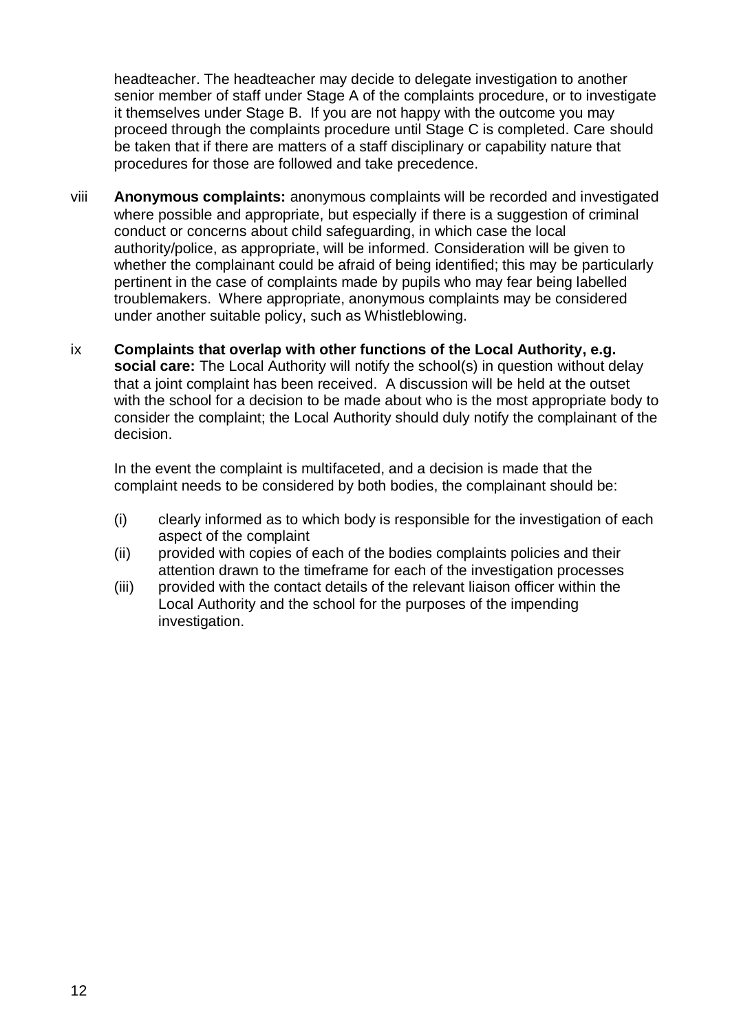headteacher. The headteacher may decide to delegate investigation to another senior member of staff under Stage A of the complaints procedure, or to investigate it themselves under Stage B. If you are not happy with the outcome you may proceed through the complaints procedure until Stage C is completed. Care should be taken that if there are matters of a staff disciplinary or capability nature that procedures for those are followed and take precedence.

viii **Anonymous complaints:** anonymous complaints will be recorded and investigated where possible and appropriate, but especially if there is a suggestion of criminal conduct or concerns about child safeguarding, in which case the local authority/police, as appropriate, will be informed. Consideration will be given to whether the complainant could be afraid of being identified; this may be particularly pertinent in the case of complaints made by pupils who may fear being labelled troublemakers. Where appropriate, anonymous complaints may be considered under another suitable policy, such as Whistleblowing.

ix **Complaints that overlap with other functions of the Local Authority, e.g. social care:** The Local Authority will notify the school(s) in question without delay that a joint complaint has been received. A discussion will be held at the outset with the school for a decision to be made about who is the most appropriate body to consider the complaint; the Local Authority should duly notify the complainant of the decision.

In the event the complaint is multifaceted, and a decision is made that the complaint needs to be considered by both bodies, the complainant should be:

(i) clearly informed as to which body is responsible for the investigation of each aspect of the complaint
(ii) provided with copies of each of the bodies complaints policies and their attention drawn to the timeframe for each of the investigation processes
(iii) provided with the contact details of the relevant liaison officer within the Local Authority and the school for the purposes of the impending investigation.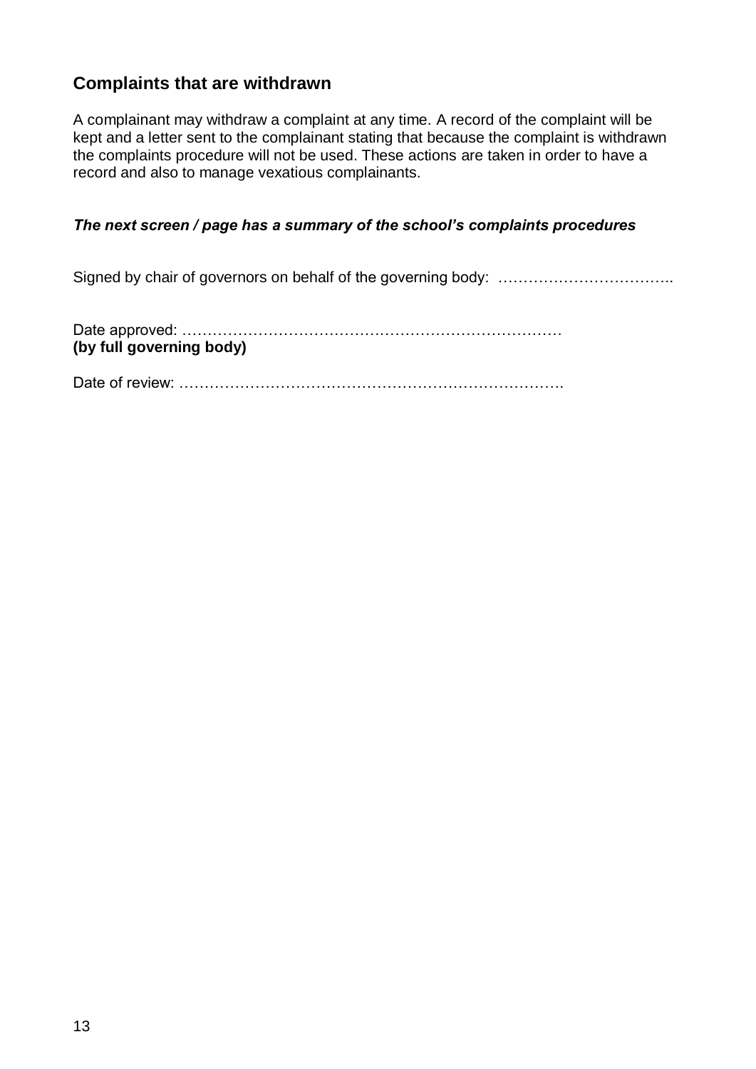## Complaints that are withdrawn

A complainant may withdraw a complaint at any time. A record of the complaint will be kept and a letter sent to the complainant stating that because the complaint is withdrawn the complaints procedure will not be used. These actions are taken in order to have a record and also to manage vexatious complainants.

***The next screen / page has a summary of the school's complaints procedures***

Signed by chair of governors on behalf of the governing body: ……………………………..

Date approved: ………………………………………………………………
**(by full governing body)**

Date of review: ………………………………………………………………….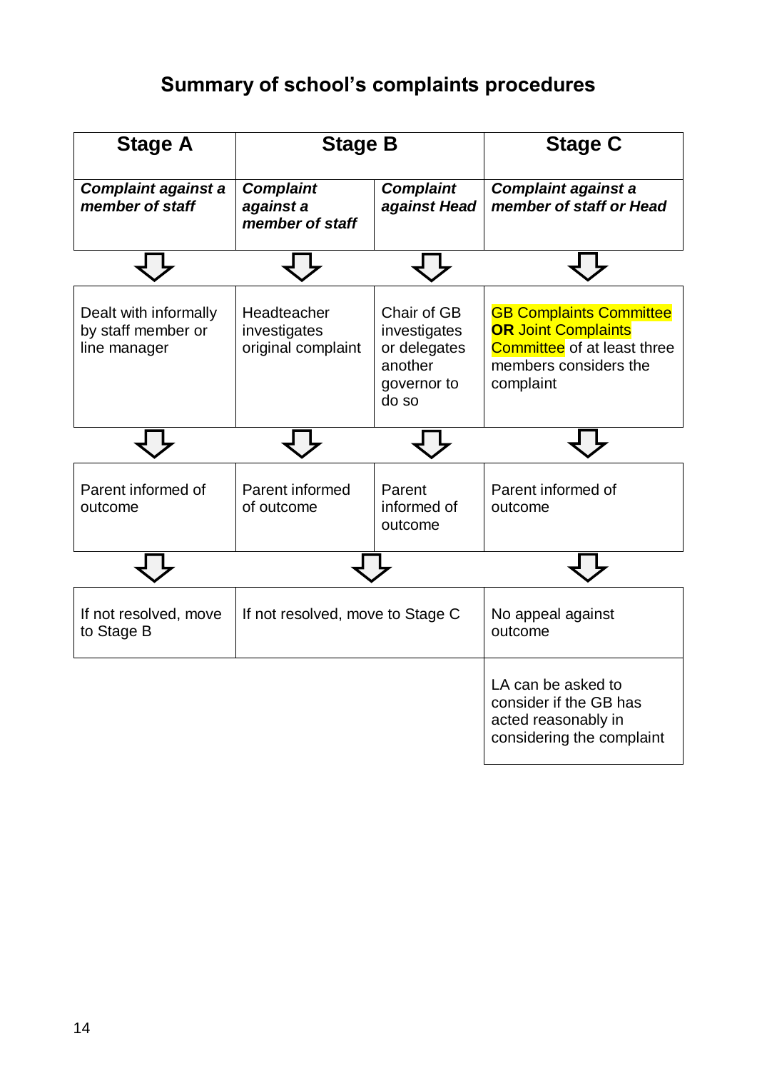## Summary of school's complaints procedures

| Stage A | Stage B | | Stage C |
|---|---|---|---|
| ***Complaint against a member of staff*** | ***Complaint against a member of staff*** | ***Complaint against Head*** | ***Complaint against a member of staff or Head*** |
| ⇩ | ⇩ | ⇩ | ⇩ |
| Dealt with informally by staff member or line manager | Headteacher investigates original complaint | Chair of GB investigates or delegates another governor to do so | GB Complaints Committee **OR** Joint Complaints Committee of at least three members considers the complaint |
| ⇩ | ⇩ | ⇩ | ⇩ |
| Parent informed of outcome | Parent informed of outcome | Parent informed of outcome | Parent informed of outcome |
| ⇩ | ⇩ | | ⇩ |
| If not resolved, move to Stage B | If not resolved, move to Stage C | | No appeal against outcome |
| | | | LA can be asked to consider if the GB has acted reasonably in considering the complaint |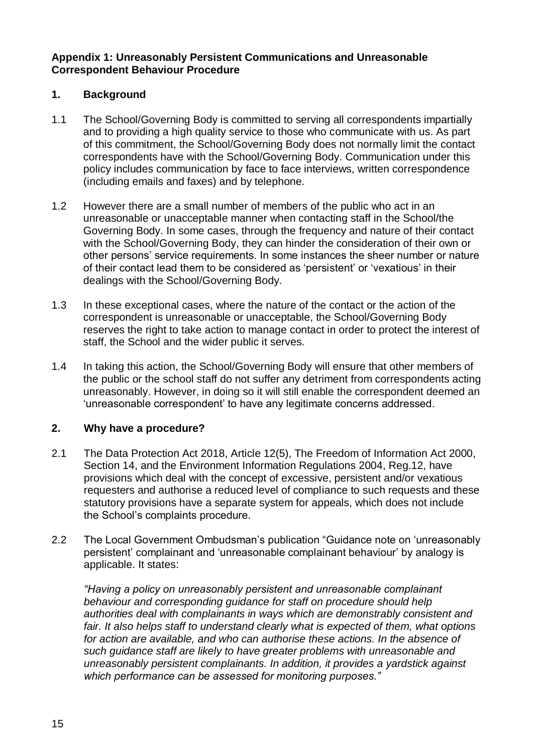**Appendix 1: Unreasonably Persistent Communications and Unreasonable Correspondent Behaviour Procedure**

## 1. Background

1.1 The School/Governing Body is committed to serving all correspondents impartially and to providing a high quality service to those who communicate with us. As part of this commitment, the School/Governing Body does not normally limit the contact correspondents have with the School/Governing Body. Communication under this policy includes communication by face to face interviews, written correspondence (including emails and faxes) and by telephone.

1.2 However there are a small number of members of the public who act in an unreasonable or unacceptable manner when contacting staff in the School/the Governing Body. In some cases, through the frequency and nature of their contact with the School/Governing Body, they can hinder the consideration of their own or other persons' service requirements. In some instances the sheer number or nature of their contact lead them to be considered as 'persistent' or 'vexatious' in their dealings with the School/Governing Body.

1.3 In these exceptional cases, where the nature of the contact or the action of the correspondent is unreasonable or unacceptable, the School/Governing Body reserves the right to take action to manage contact in order to protect the interest of staff, the School and the wider public it serves.

1.4 In taking this action, the School/Governing Body will ensure that other members of the public or the school staff do not suffer any detriment from correspondents acting unreasonably. However, in doing so it will still enable the correspondent deemed an 'unreasonable correspondent' to have any legitimate concerns addressed.

## 2. Why have a procedure?

2.1 The Data Protection Act 2018, Article 12(5), The Freedom of Information Act 2000, Section 14, and the Environment Information Regulations 2004, Reg.12, have provisions which deal with the concept of excessive, persistent and/or vexatious requesters and authorise a reduced level of compliance to such requests and these statutory provisions have a separate system for appeals, which does not include the School's complaints procedure.

2.2 The Local Government Ombudsman's publication "Guidance note on 'unreasonably persistent' complainant and 'unreasonable complainant behaviour' by analogy is applicable. It states:

*"Having a policy on unreasonably persistent and unreasonable complainant behaviour and corresponding guidance for staff on procedure should help authorities deal with complainants in ways which are demonstrably consistent and fair. It also helps staff to understand clearly what is expected of them, what options for action are available, and who can authorise these actions. In the absence of such guidance staff are likely to have greater problems with unreasonable and unreasonably persistent complainants. In addition, it provides a yardstick against which performance can be assessed for monitoring purposes."*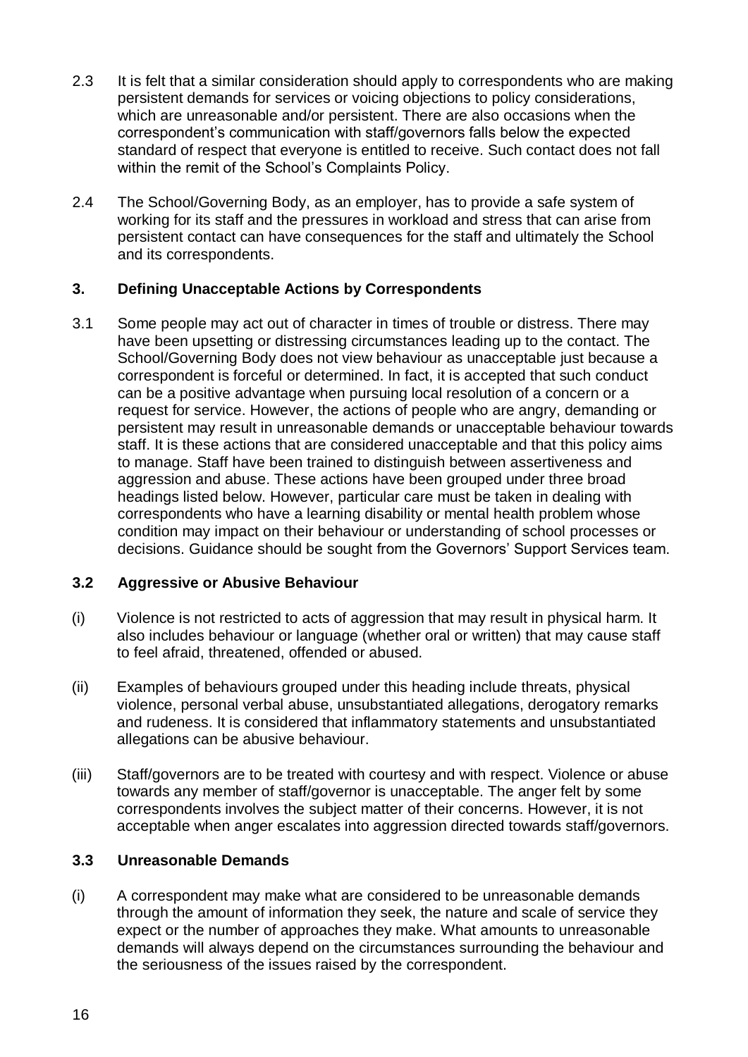2.3 It is felt that a similar consideration should apply to correspondents who are making persistent demands for services or voicing objections to policy considerations, which are unreasonable and/or persistent. There are also occasions when the correspondent's communication with staff/governors falls below the expected standard of respect that everyone is entitled to receive. Such contact does not fall within the remit of the School's Complaints Policy.

2.4 The School/Governing Body, as an employer, has to provide a safe system of working for its staff and the pressures in workload and stress that can arise from persistent contact can have consequences for the staff and ultimately the School and its correspondents.

### 3. Defining Unacceptable Actions by Correspondents

3.1 Some people may act out of character in times of trouble or distress. There may have been upsetting or distressing circumstances leading up to the contact. The School/Governing Body does not view behaviour as unacceptable just because a correspondent is forceful or determined. In fact, it is accepted that such conduct can be a positive advantage when pursuing local resolution of a concern or a request for service. However, the actions of people who are angry, demanding or persistent may result in unreasonable demands or unacceptable behaviour towards staff. It is these actions that are considered unacceptable and that this policy aims to manage. Staff have been trained to distinguish between assertiveness and aggression and abuse. These actions have been grouped under three broad headings listed below. However, particular care must be taken in dealing with correspondents who have a learning disability or mental health problem whose condition may impact on their behaviour or understanding of school processes or decisions. Guidance should be sought from the Governors' Support Services team.

### 3.2 Aggressive or Abusive Behaviour

(i) Violence is not restricted to acts of aggression that may result in physical harm. It also includes behaviour or language (whether oral or written) that may cause staff to feel afraid, threatened, offended or abused.

(ii) Examples of behaviours grouped under this heading include threats, physical violence, personal verbal abuse, unsubstantiated allegations, derogatory remarks and rudeness. It is considered that inflammatory statements and unsubstantiated allegations can be abusive behaviour.

(iii) Staff/governors are to be treated with courtesy and with respect. Violence or abuse towards any member of staff/governor is unacceptable. The anger felt by some correspondents involves the subject matter of their concerns. However, it is not acceptable when anger escalates into aggression directed towards staff/governors.

### 3.3 Unreasonable Demands

(i) A correspondent may make what are considered to be unreasonable demands through the amount of information they seek, the nature and scale of service they expect or the number of approaches they make. What amounts to unreasonable demands will always depend on the circumstances surrounding the behaviour and the seriousness of the issues raised by the correspondent.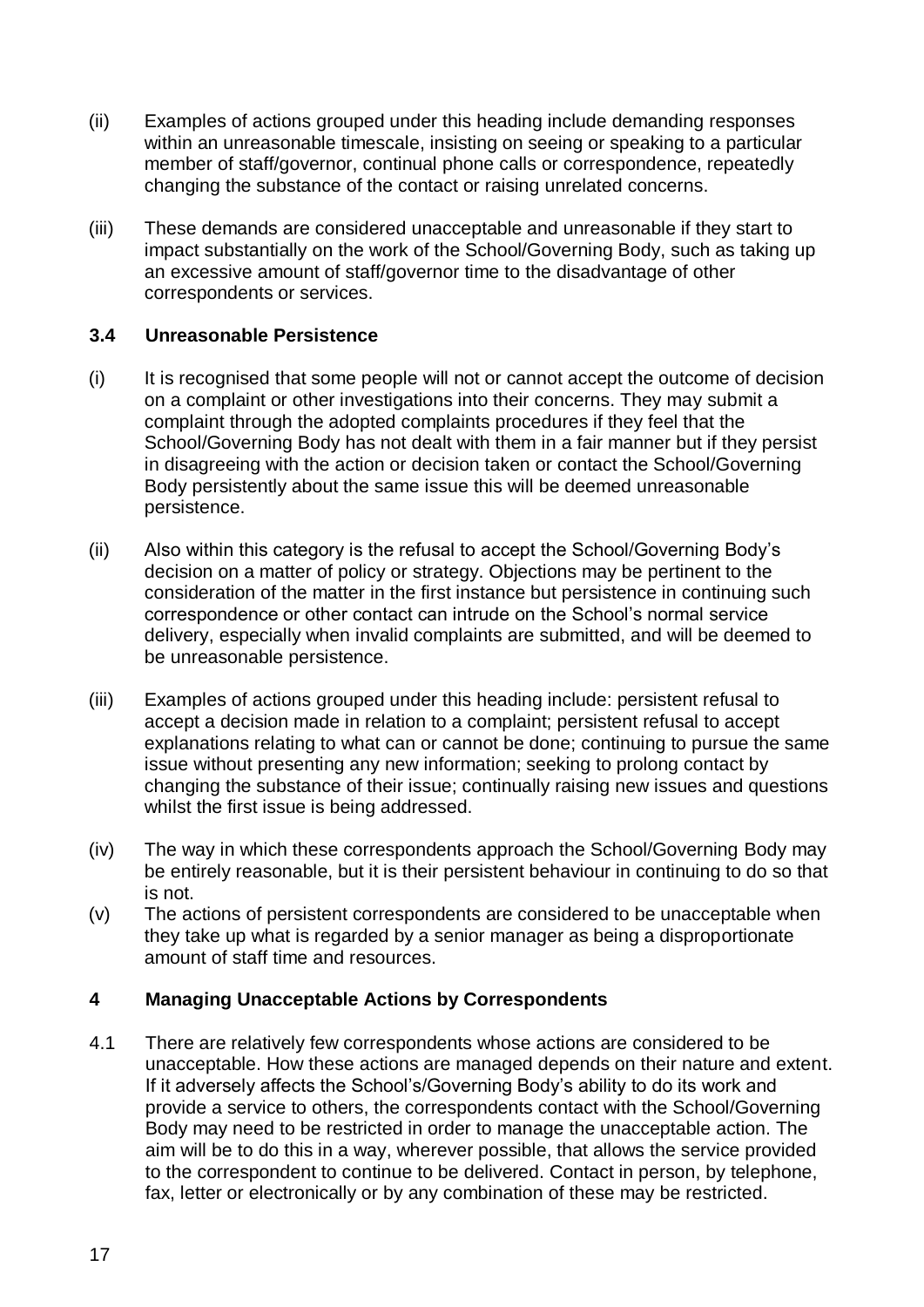(ii) Examples of actions grouped under this heading include demanding responses within an unreasonable timescale, insisting on seeing or speaking to a particular member of staff/governor, continual phone calls or correspondence, repeatedly changing the substance of the contact or raising unrelated concerns.

(iii) These demands are considered unacceptable and unreasonable if they start to impact substantially on the work of the School/Governing Body, such as taking up an excessive amount of staff/governor time to the disadvantage of other correspondents or services.

### 3.4 Unreasonable Persistence

(i) It is recognised that some people will not or cannot accept the outcome of decision on a complaint or other investigations into their concerns. They may submit a complaint through the adopted complaints procedures if they feel that the School/Governing Body has not dealt with them in a fair manner but if they persist in disagreeing with the action or decision taken or contact the School/Governing Body persistently about the same issue this will be deemed unreasonable persistence.

(ii) Also within this category is the refusal to accept the School/Governing Body's decision on a matter of policy or strategy. Objections may be pertinent to the consideration of the matter in the first instance but persistence in continuing such correspondence or other contact can intrude on the School's normal service delivery, especially when invalid complaints are submitted, and will be deemed to be unreasonable persistence.

(iii) Examples of actions grouped under this heading include: persistent refusal to accept a decision made in relation to a complaint; persistent refusal to accept explanations relating to what can or cannot be done; continuing to pursue the same issue without presenting any new information; seeking to prolong contact by changing the substance of their issue; continually raising new issues and questions whilst the first issue is being addressed.

(iv) The way in which these correspondents approach the School/Governing Body may be entirely reasonable, but it is their persistent behaviour in continuing to do so that is not.

(v) The actions of persistent correspondents are considered to be unacceptable when they take up what is regarded by a senior manager as being a disproportionate amount of staff time and resources.

## 4 Managing Unacceptable Actions by Correspondents

4.1 There are relatively few correspondents whose actions are considered to be unacceptable. How these actions are managed depends on their nature and extent. If it adversely affects the School's/Governing Body's ability to do its work and provide a service to others, the correspondents contact with the School/Governing Body may need to be restricted in order to manage the unacceptable action. The aim will be to do this in a way, wherever possible, that allows the service provided to the correspondent to continue to be delivered. Contact in person, by telephone, fax, letter or electronically or by any combination of these may be restricted.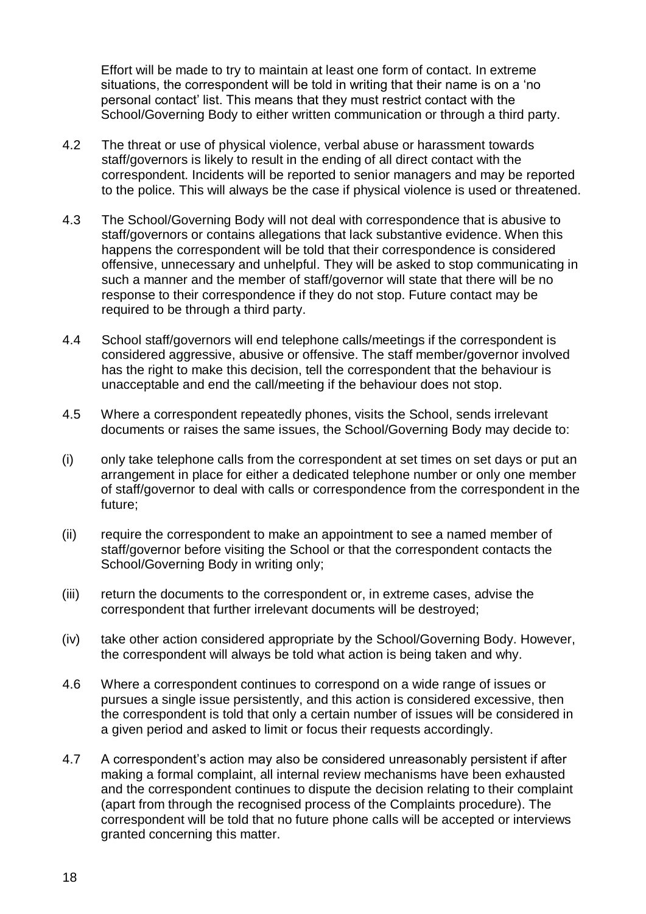Effort will be made to try to maintain at least one form of contact. In extreme situations, the correspondent will be told in writing that their name is on a 'no personal contact' list. This means that they must restrict contact with the School/Governing Body to either written communication or through a third party.

4.2 The threat or use of physical violence, verbal abuse or harassment towards staff/governors is likely to result in the ending of all direct contact with the correspondent. Incidents will be reported to senior managers and may be reported to the police. This will always be the case if physical violence is used or threatened.

4.3 The School/Governing Body will not deal with correspondence that is abusive to staff/governors or contains allegations that lack substantive evidence. When this happens the correspondent will be told that their correspondence is considered offensive, unnecessary and unhelpful. They will be asked to stop communicating in such a manner and the member of staff/governor will state that there will be no response to their correspondence if they do not stop. Future contact may be required to be through a third party.

4.4 School staff/governors will end telephone calls/meetings if the correspondent is considered aggressive, abusive or offensive. The staff member/governor involved has the right to make this decision, tell the correspondent that the behaviour is unacceptable and end the call/meeting if the behaviour does not stop.

4.5 Where a correspondent repeatedly phones, visits the School, sends irrelevant documents or raises the same issues, the School/Governing Body may decide to:

(i) only take telephone calls from the correspondent at set times on set days or put an arrangement in place for either a dedicated telephone number or only one member of staff/governor to deal with calls or correspondence from the correspondent in the future;

(ii) require the correspondent to make an appointment to see a named member of staff/governor before visiting the School or that the correspondent contacts the School/Governing Body in writing only;

(iii) return the documents to the correspondent or, in extreme cases, advise the correspondent that further irrelevant documents will be destroyed;

(iv) take other action considered appropriate by the School/Governing Body. However, the correspondent will always be told what action is being taken and why.

4.6 Where a correspondent continues to correspond on a wide range of issues or pursues a single issue persistently, and this action is considered excessive, then the correspondent is told that only a certain number of issues will be considered in a given period and asked to limit or focus their requests accordingly.

4.7 A correspondent's action may also be considered unreasonably persistent if after making a formal complaint, all internal review mechanisms have been exhausted and the correspondent continues to dispute the decision relating to their complaint (apart from through the recognised process of the Complaints procedure). The correspondent will be told that no future phone calls will be accepted or interviews granted concerning this matter.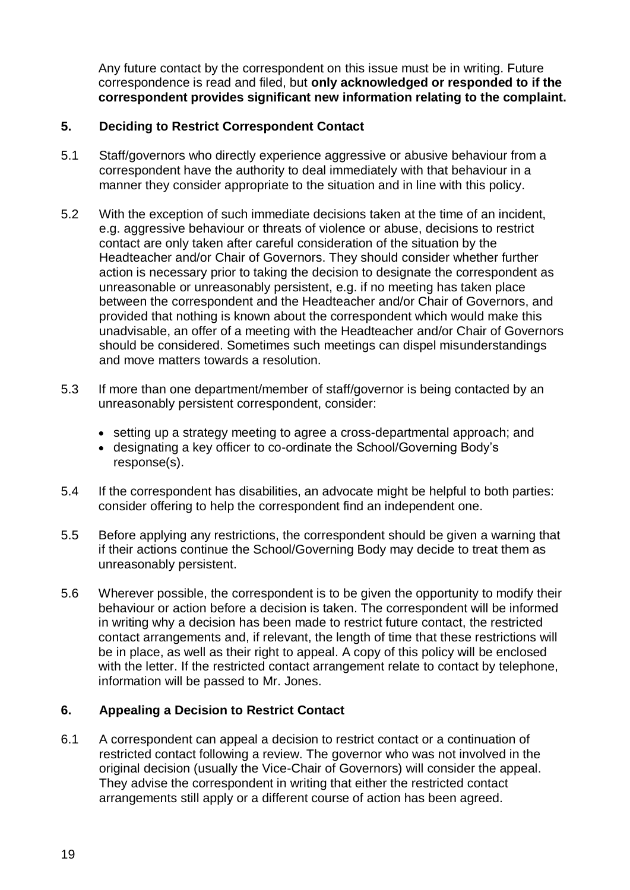Any future contact by the correspondent on this issue must be in writing. Future correspondence is read and filed, but **only acknowledged or responded to if the correspondent provides significant new information relating to the complaint.**

## 5. Deciding to Restrict Correspondent Contact

5.1 Staff/governors who directly experience aggressive or abusive behaviour from a correspondent have the authority to deal immediately with that behaviour in a manner they consider appropriate to the situation and in line with this policy.

5.2 With the exception of such immediate decisions taken at the time of an incident, e.g. aggressive behaviour or threats of violence or abuse, decisions to restrict contact are only taken after careful consideration of the situation by the Headteacher and/or Chair of Governors. They should consider whether further action is necessary prior to taking the decision to designate the correspondent as unreasonable or unreasonably persistent, e.g. if no meeting has taken place between the correspondent and the Headteacher and/or Chair of Governors, and provided that nothing is known about the correspondent which would make this unadvisable, an offer of a meeting with the Headteacher and/or Chair of Governors should be considered. Sometimes such meetings can dispel misunderstandings and move matters towards a resolution.

5.3 If more than one department/member of staff/governor is being contacted by an unreasonably persistent correspondent, consider:

- setting up a strategy meeting to agree a cross-departmental approach; and
- designating a key officer to co-ordinate the School/Governing Body's response(s).

5.4 If the correspondent has disabilities, an advocate might be helpful to both parties: consider offering to help the correspondent find an independent one.

5.5 Before applying any restrictions, the correspondent should be given a warning that if their actions continue the School/Governing Body may decide to treat them as unreasonably persistent.

5.6 Wherever possible, the correspondent is to be given the opportunity to modify their behaviour or action before a decision is taken. The correspondent will be informed in writing why a decision has been made to restrict future contact, the restricted contact arrangements and, if relevant, the length of time that these restrictions will be in place, as well as their right to appeal. A copy of this policy will be enclosed with the letter. If the restricted contact arrangement relate to contact by telephone, information will be passed to Mr. Jones.

## 6. Appealing a Decision to Restrict Contact

6.1 A correspondent can appeal a decision to restrict contact or a continuation of restricted contact following a review. The governor who was not involved in the original decision (usually the Vice-Chair of Governors) will consider the appeal. They advise the correspondent in writing that either the restricted contact arrangements still apply or a different course of action has been agreed.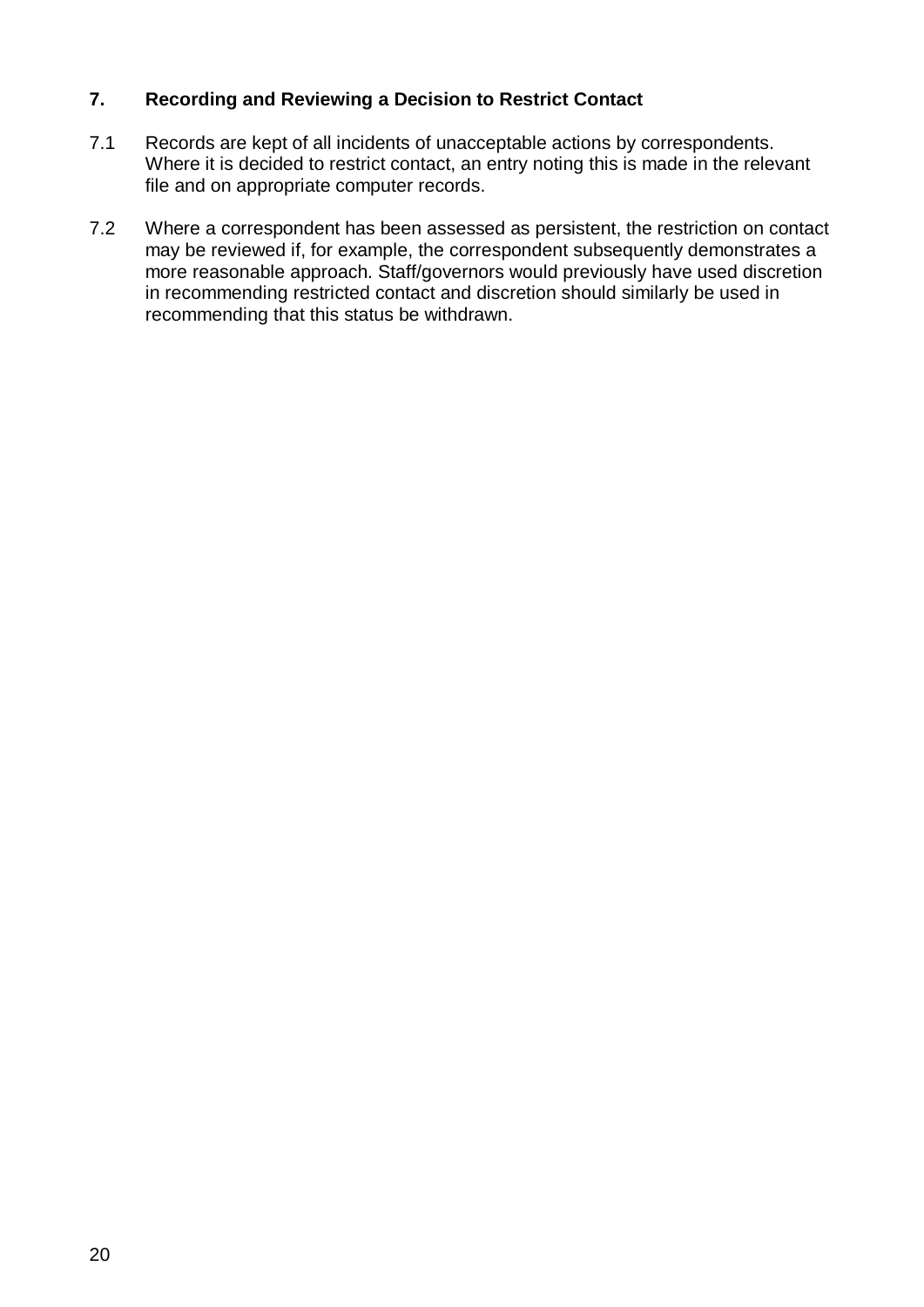## 7. Recording and Reviewing a Decision to Restrict Contact

7.1 Records are kept of all incidents of unacceptable actions by correspondents. Where it is decided to restrict contact, an entry noting this is made in the relevant file and on appropriate computer records.

7.2 Where a correspondent has been assessed as persistent, the restriction on contact may be reviewed if, for example, the correspondent subsequently demonstrates a more reasonable approach. Staff/governors would previously have used discretion in recommending restricted contact and discretion should similarly be used in recommending that this status be withdrawn.